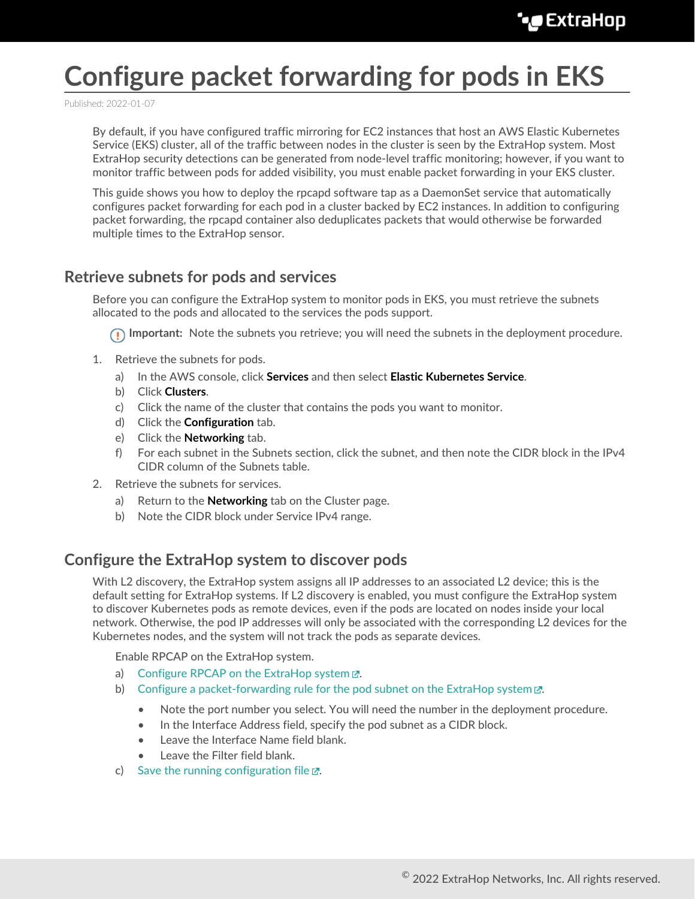# Configure packet forwarding for pods in EKS

Published: 2022-01-07

By default, if you have configured traffic mirroring for EC2 instances that host an AWS Elastic Kubernetes Service (EKS) cluster, all of the traffic between nodes in the cluster is seen by the ExtraHop system. Most ExtraHop security detections can be generated from node-level traffic monitoring; however, if you want to monitor traffic between pods for added visibility, you must enable packet forwarding in your EKS cluster.

This guide shows you how to deploy the rpcapd software tap as a DaemonSet service that automatically configures packet forwarding for each pod in a cluster backed by EC2 instances. In addition to configuring packet forwarding, the rpcapd container also deduplicates packets that would otherwise be forwarded multiple times to the ExtraHop sensor.

## Retrieve subnets for pods and services

Before you can configure the ExtraHop system to monitor pods in EKS, you must retrieve the subnets allocated to the pods and allocated to the services the pods support.

**Important:** Note the subnets you retrieve; you will need the subnets in the deployment procedure.

1. Retrieve the subnets for pods.
   a) In the AWS console, click **Services** and then select **Elastic Kubernetes Service**.
   b) Click **Clusters**.
   c) Click the name of the cluster that contains the pods you want to monitor.
   d) Click the **Configuration** tab.
   e) Click the **Networking** tab.
   f) For each subnet in the Subnets section, click the subnet, and then note the CIDR block in the IPv4 CIDR column of the Subnets table.
2. Retrieve the subnets for services.
   a) Return to the **Networking** tab on the Cluster page.
   b) Note the CIDR block under Service IPv4 range.

## Configure the ExtraHop system to discover pods

With L2 discovery, the ExtraHop system assigns all IP addresses to an associated L2 device; this is the default setting for ExtraHop systems. If L2 discovery is enabled, you must configure the ExtraHop system to discover Kubernetes pods as remote devices, even if the pods are located on nodes inside your local network. Otherwise, the pod IP addresses will only be associated with the corresponding L2 devices for the Kubernetes nodes, and the system will not track the pods as separate devices.

Enable RPCAP on the ExtraHop system.

a) Configure RPCAP on the ExtraHop system.
b) Configure a packet-forwarding rule for the pod subnet on the ExtraHop system.
   - Note the port number you select. You will need the number in the deployment procedure.
   - In the Interface Address field, specify the pod subnet as a CIDR block.
   - Leave the Interface Name field blank.
   - Leave the Filter field blank.
c) Save the running configuration file.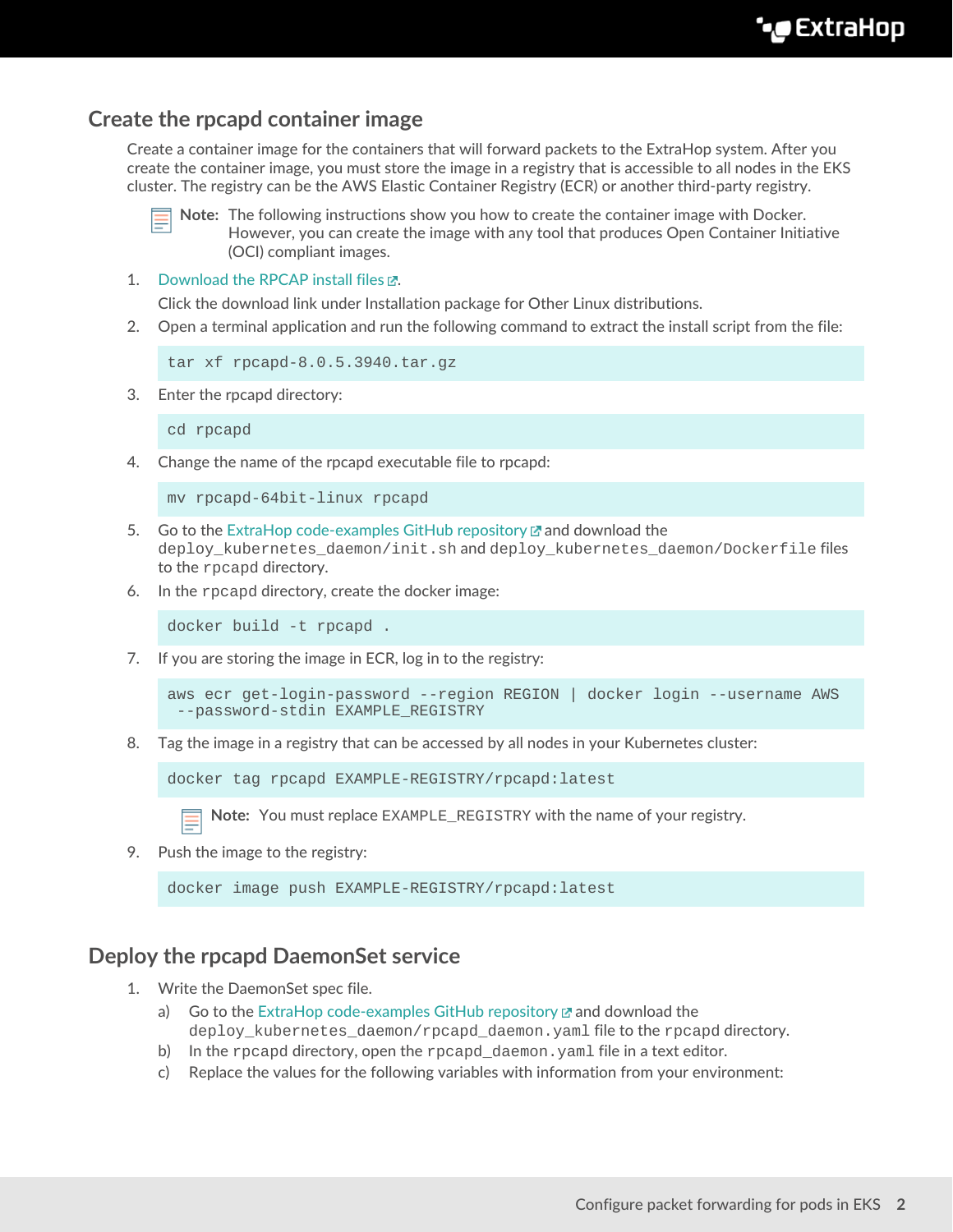## Create the rpcapd container image

Create a container image for the containers that will forward packets to the ExtraHop system. After you create the container image, you must store the image in a registry that is accessible to all nodes in the EKS cluster. The registry can be the AWS Elastic Container Registry (ECR) or another third-party registry.

> **Note:** The following instructions show you how to create the container image with Docker. However, you can create the image with any tool that produces Open Container Initiative (OCI) compliant images.

1. Download the RPCAP install files.

   Click the download link under Installation package for Other Linux distributions.
2. Open a terminal application and run the following command to extract the install script from the file:

   ```
   tar xf rpcapd-8.0.5.3940.tar.gz
   ```
3. Enter the rpcapd directory:

   ```
   cd rpcapd
   ```
4. Change the name of the rpcapd executable file to rpcapd:

   ```
   mv rpcapd-64bit-linux rpcapd
   ```
5. Go to the ExtraHop code-examples GitHub repository and download the `deploy_kubernetes_daemon/init.sh` and `deploy_kubernetes_daemon/Dockerfile` files to the `rpcapd` directory.
6. In the `rpcapd` directory, create the docker image:

   ```
   docker build -t rpcapd .
   ```
7. If you are storing the image in ECR, log in to the registry:

   ```
   aws ecr get-login-password --region REGION | docker login --username AWS
    --password-stdin EXAMPLE_REGISTRY
   ```
8. Tag the image in a registry that can be accessed by all nodes in your Kubernetes cluster:

   ```
   docker tag rpcapd EXAMPLE-REGISTRY/rpcapd:latest
   ```

   > **Note:** You must replace `EXAMPLE_REGISTRY` with the name of your registry.
9. Push the image to the registry:

   ```
   docker image push EXAMPLE-REGISTRY/rpcapd:latest
   ```

## Deploy the rpcapd DaemonSet service

1. Write the DaemonSet spec file.
   a) Go to the ExtraHop code-examples GitHub repository and download the `deploy_kubernetes_daemon/rpcapd_daemon.yaml` file to the `rpcapd` directory.
   b) In the `rpcapd` directory, open the `rpcapd_daemon.yaml` file in a text editor.
   c) Replace the values for the following variables with information from your environment: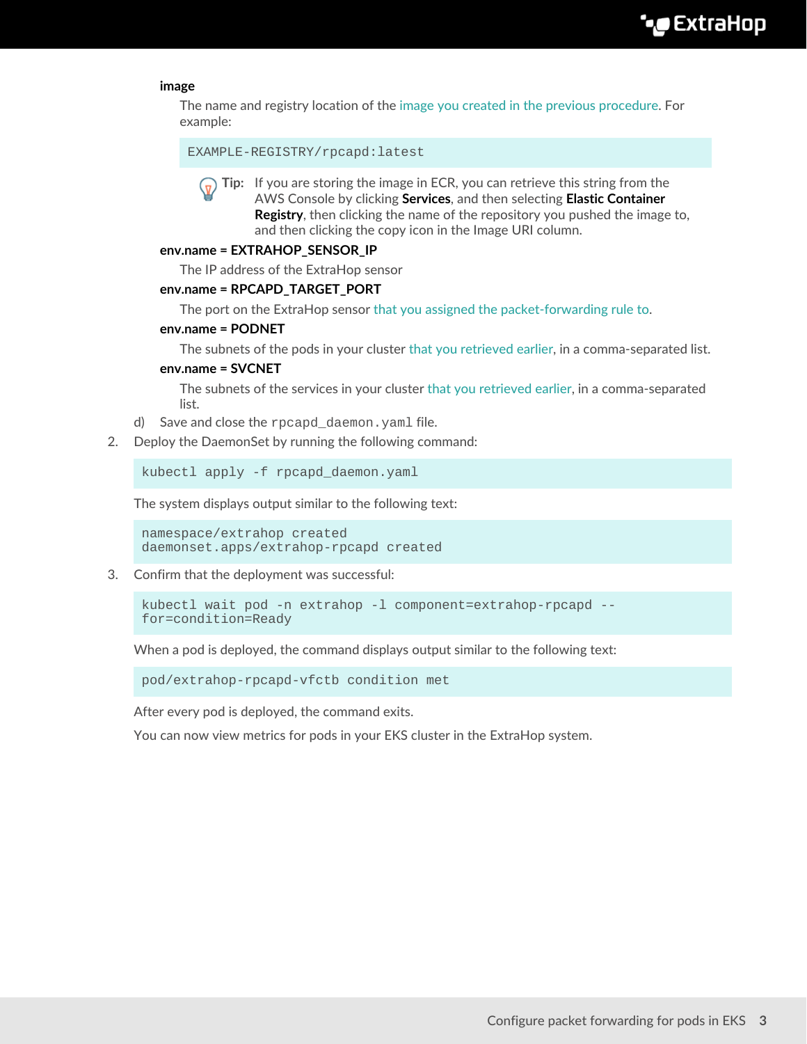**image**

The name and registry location of the image you created in the previous procedure. For example:

```
EXAMPLE-REGISTRY/rpcapd:latest
```

> **Tip:** If you are storing the image in ECR, you can retrieve this string from the AWS Console by clicking **Services**, and then selecting **Elastic Container Registry**, then clicking the name of the repository you pushed the image to, and then clicking the copy icon in the Image URI column.

**env.name = EXTRAHOP_SENSOR_IP**

The IP address of the ExtraHop sensor

**env.name = RPCAPD_TARGET_PORT**

The port on the ExtraHop sensor that you assigned the packet-forwarding rule to.

**env.name = PODNET**

The subnets of the pods in your cluster that you retrieved earlier, in a comma-separated list.

**env.name = SVCNET**

The subnets of the services in your cluster that you retrieved earlier, in a comma-separated list.

d) Save and close the `rpcapd_daemon.yaml` file.

2. Deploy the DaemonSet by running the following command:

```
kubectl apply -f rpcapd_daemon.yaml
```

The system displays output similar to the following text:

```
namespace/extrahop created
daemonset.apps/extrahop-rpcapd created
```

3. Confirm that the deployment was successful:

```
kubectl wait pod -n extrahop -l component=extrahop-rpcapd --for=condition=Ready
```

When a pod is deployed, the command displays output similar to the following text:

```
pod/extrahop-rpcapd-vfctb condition met
```

After every pod is deployed, the command exits.

You can now view metrics for pods in your EKS cluster in the ExtraHop system.